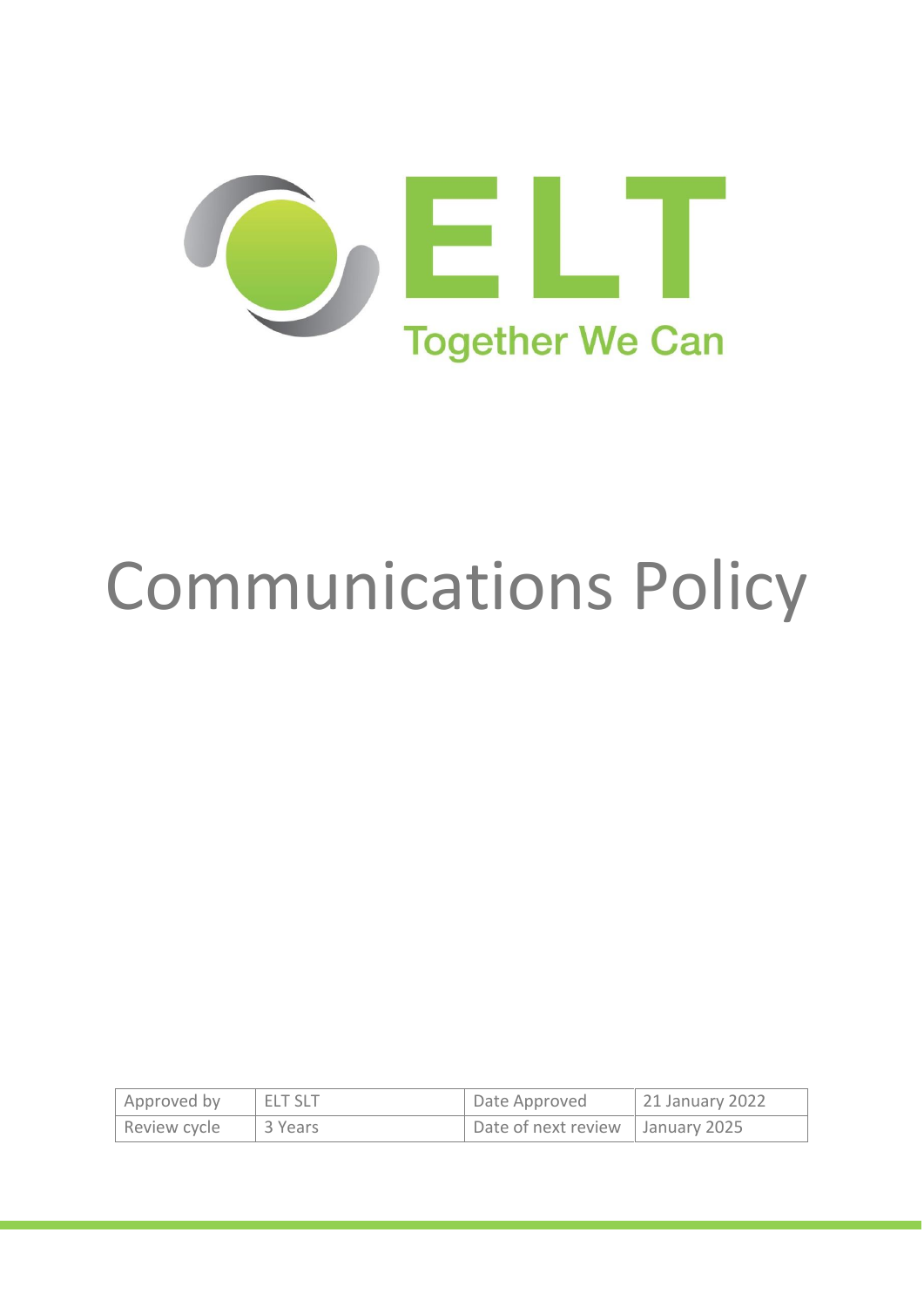ELT

Together We Can

# Communications Policy

| Approved by | ELT SLT | Date Approved | 21 January 2022 |
| --- | --- | --- | --- |
| Review cycle | 3 Years | Date of next review | January 2025 |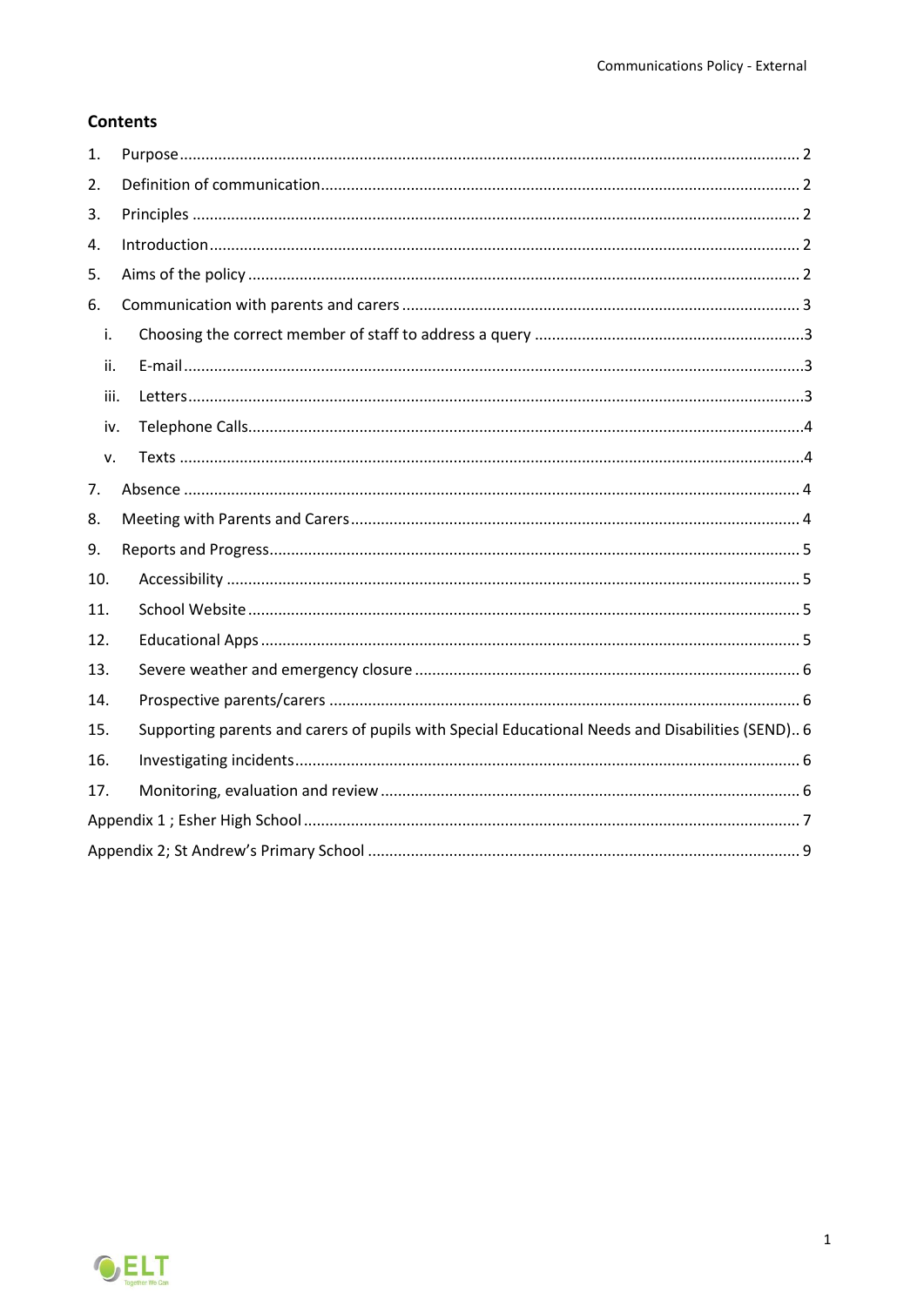## Contents

1. Purpose ........ 2
2. Definition of communication ........ 2
3. Principles ........ 2
4. Introduction ........ 2
5. Aims of the policy ........ 2
6. Communication with parents and carers ........ 3
   - i. Choosing the correct member of staff to address a query ........ 3
   - ii. E-mail ........ 3
   - iii. Letters ........ 3
   - iv. Telephone Calls ........ 4
   - v. Texts ........ 4
7. Absence ........ 4
8. Meeting with Parents and Carers ........ 4
9. Reports and Progress ........ 5
10. Accessibility ........ 5
11. School Website ........ 5
12. Educational Apps ........ 5
13. Severe weather and emergency closure ........ 6
14. Prospective parents/carers ........ 6
15. Supporting parents and carers of pupils with Special Educational Needs and Disabilities (SEND) ........ 6
16. Investigating incidents ........ 6
17. Monitoring, evaluation and review ........ 6

Appendix 1 ; Esher High School ........ 7

Appendix 2; St Andrew's Primary School ........ 9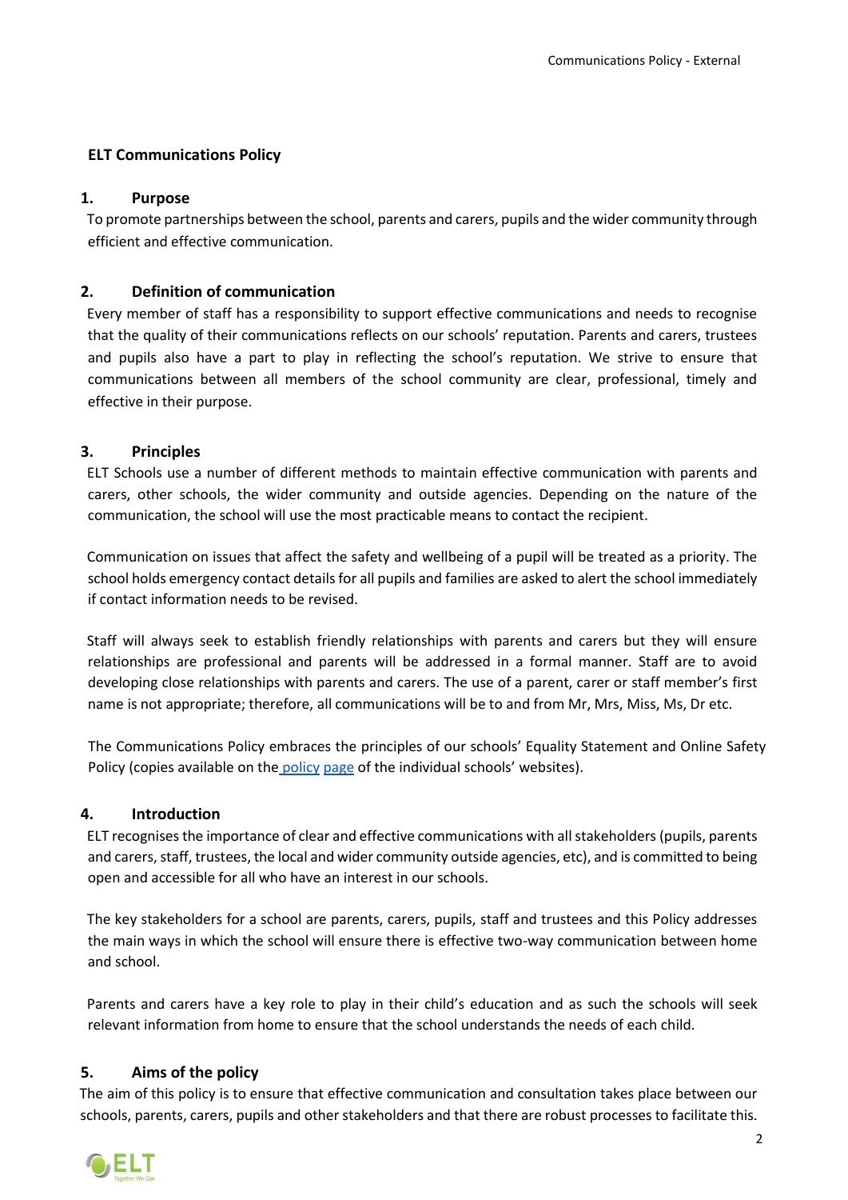## ELT Communications Policy

### 1. Purpose

To promote partnerships between the school, parents and carers, pupils and the wider community through efficient and effective communication.

### 2. Definition of communication

Every member of staff has a responsibility to support effective communications and needs to recognise that the quality of their communications reflects on our schools' reputation. Parents and carers, trustees and pupils also have a part to play in reflecting the school's reputation. We strive to ensure that communications between all members of the school community are clear, professional, timely and effective in their purpose.

### 3. Principles

ELT Schools use a number of different methods to maintain effective communication with parents and carers, other schools, the wider community and outside agencies. Depending on the nature of the communication, the school will use the most practicable means to contact the recipient.

Communication on issues that affect the safety and wellbeing of a pupil will be treated as a priority. The school holds emergency contact details for all pupils and families are asked to alert the school immediately if contact information needs to be revised.

Staff will always seek to establish friendly relationships with parents and carers but they will ensure relationships are professional and parents will be addressed in a formal manner. Staff are to avoid developing close relationships with parents and carers. The use of a parent, carer or staff member's first name is not appropriate; therefore, all communications will be to and from Mr, Mrs, Miss, Ms, Dr etc.

The Communications Policy embraces the principles of our schools' Equality Statement and Online Safety Policy (copies available on the policy page of the individual schools' websites).

### 4. Introduction

ELT recognises the importance of clear and effective communications with all stakeholders (pupils, parents and carers, staff, trustees, the local and wider community outside agencies, etc), and is committed to being open and accessible for all who have an interest in our schools.

The key stakeholders for a school are parents, carers, pupils, staff and trustees and this Policy addresses the main ways in which the school will ensure there is effective two-way communication between home and school.

Parents and carers have a key role to play in their child's education and as such the schools will seek relevant information from home to ensure that the school understands the needs of each child.

### 5. Aims of the policy

The aim of this policy is to ensure that effective communication and consultation takes place between our schools, parents, carers, pupils and other stakeholders and that there are robust processes to facilitate this.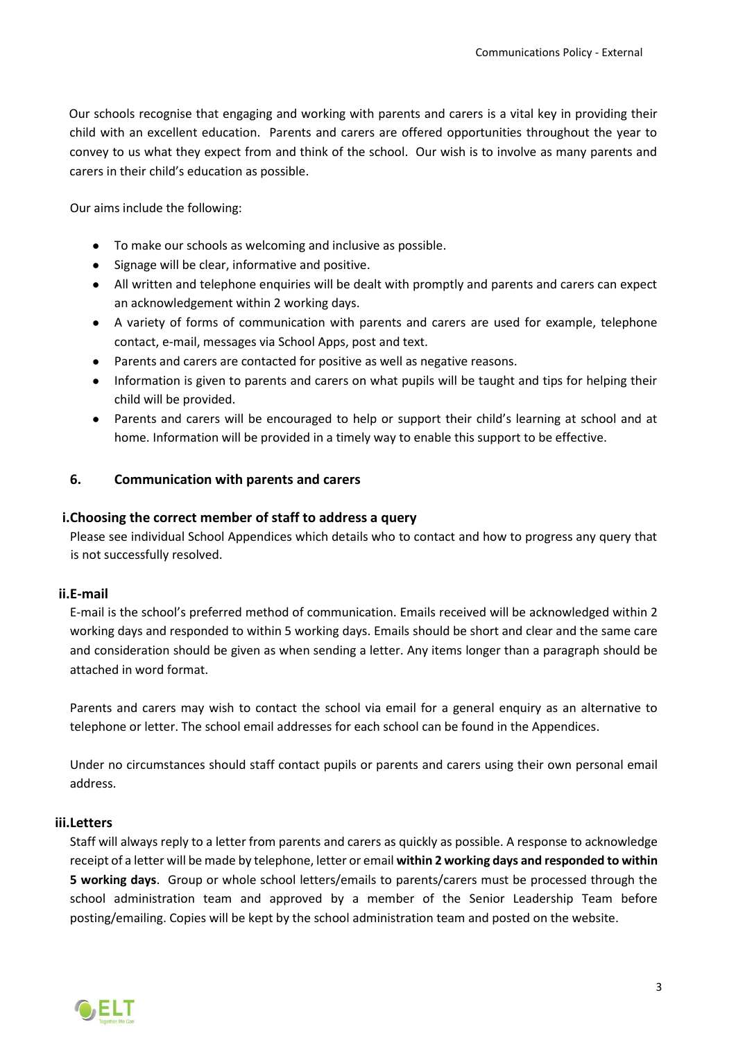Our schools recognise that engaging and working with parents and carers is a vital key in providing their child with an excellent education. Parents and carers are offered opportunities throughout the year to convey to us what they expect from and think of the school. Our wish is to involve as many parents and carers in their child's education as possible.

Our aims include the following:

- To make our schools as welcoming and inclusive as possible.
- Signage will be clear, informative and positive.
- All written and telephone enquiries will be dealt with promptly and parents and carers can expect an acknowledgement within 2 working days.
- A variety of forms of communication with parents and carers are used for example, telephone contact, e-mail, messages via School Apps, post and text.
- Parents and carers are contacted for positive as well as negative reasons.
- Information is given to parents and carers on what pupils will be taught and tips for helping their child will be provided.
- Parents and carers will be encouraged to help or support their child's learning at school and at home. Information will be provided in a timely way to enable this support to be effective.

## 6. Communication with parents and carers

### i. Choosing the correct member of staff to address a query

Please see individual School Appendices which details who to contact and how to progress any query that is not successfully resolved.

### ii. E-mail

E-mail is the school's preferred method of communication. Emails received will be acknowledged within 2 working days and responded to within 5 working days. Emails should be short and clear and the same care and consideration should be given as when sending a letter. Any items longer than a paragraph should be attached in word format.

Parents and carers may wish to contact the school via email for a general enquiry as an alternative to telephone or letter. The school email addresses for each school can be found in the Appendices.

Under no circumstances should staff contact pupils or parents and carers using their own personal email address.

### iii. Letters

Staff will always reply to a letter from parents and carers as quickly as possible. A response to acknowledge receipt of a letter will be made by telephone, letter or email **within 2 working days and responded to within 5 working days**. Group or whole school letters/emails to parents/carers must be processed through the school administration team and approved by a member of the Senior Leadership Team before posting/emailing. Copies will be kept by the school administration team and posted on the website.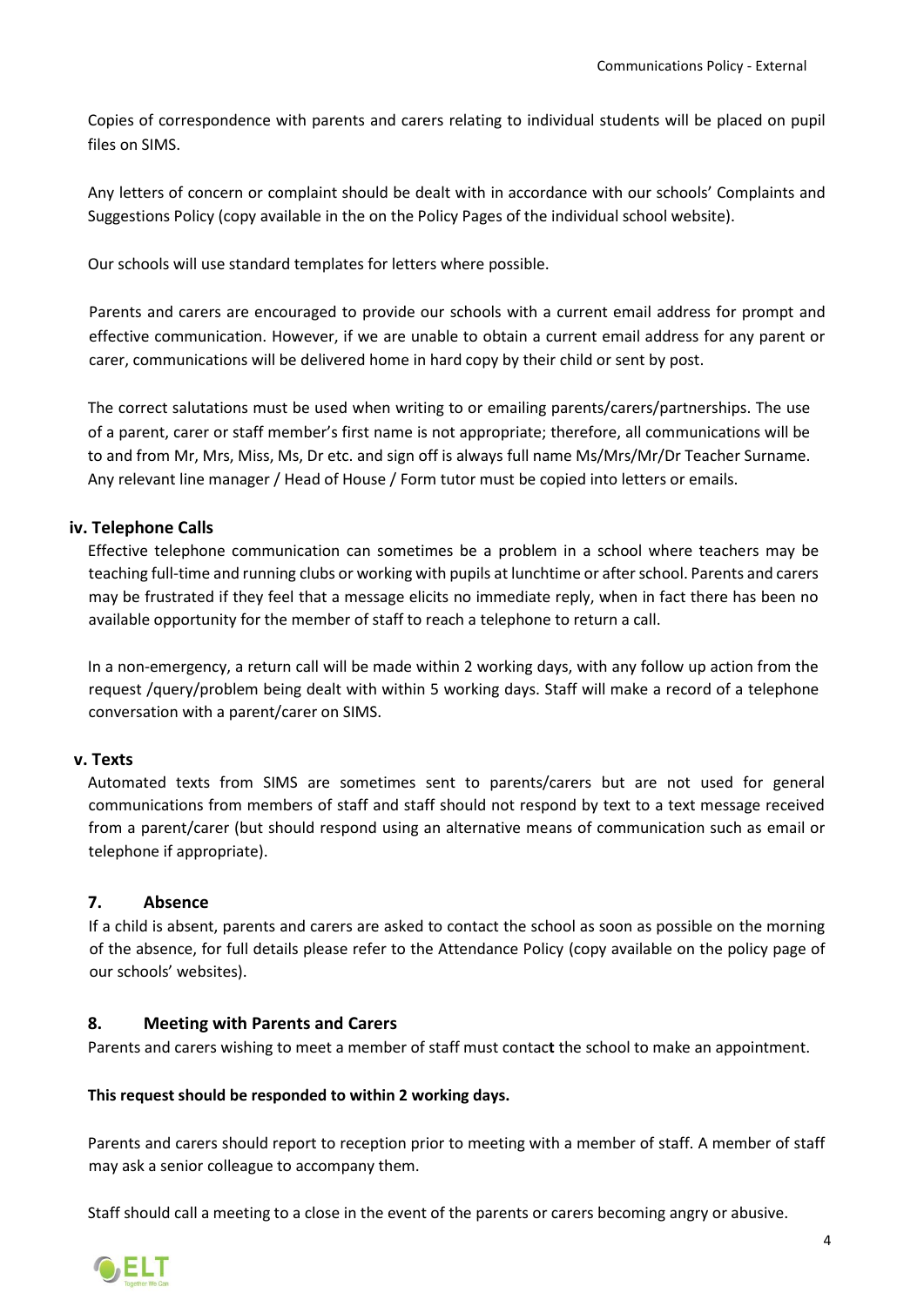Copies of correspondence with parents and carers relating to individual students will be placed on pupil files on SIMS.

Any letters of concern or complaint should be dealt with in accordance with our schools' Complaints and Suggestions Policy (copy available in the on the Policy Pages of the individual school website).

Our schools will use standard templates for letters where possible.

Parents and carers are encouraged to provide our schools with a current email address for prompt and effective communication. However, if we are unable to obtain a current email address for any parent or carer, communications will be delivered home in hard copy by their child or sent by post.

The correct salutations must be used when writing to or emailing parents/carers/partnerships. The use of a parent, carer or staff member's first name is not appropriate; therefore, all communications will be to and from Mr, Mrs, Miss, Ms, Dr etc. and sign off is always full name Ms/Mrs/Mr/Dr Teacher Surname. Any relevant line manager / Head of House / Form tutor must be copied into letters or emails.

### iv. Telephone Calls

Effective telephone communication can sometimes be a problem in a school where teachers may be teaching full-time and running clubs or working with pupils at lunchtime or after school. Parents and carers may be frustrated if they feel that a message elicits no immediate reply, when in fact there has been no available opportunity for the member of staff to reach a telephone to return a call.

In a non-emergency, a return call will be made within 2 working days, with any follow up action from the request /query/problem being dealt with within 5 working days. Staff will make a record of a telephone conversation with a parent/carer on SIMS.

### v. Texts

Automated texts from SIMS are sometimes sent to parents/carers but are not used for general communications from members of staff and staff should not respond by text to a text message received from a parent/carer (but should respond using an alternative means of communication such as email or telephone if appropriate).

## 7. Absence

If a child is absent, parents and carers are asked to contact the school as soon as possible on the morning of the absence, for full details please refer to the Attendance Policy (copy available on the policy page of our schools' websites).

## 8. Meeting with Parents and Carers

Parents and carers wishing to meet a member of staff must contact the school to make an appointment.

**This request should be responded to within 2 working days.**

Parents and carers should report to reception prior to meeting with a member of staff. A member of staff may ask a senior colleague to accompany them.

Staff should call a meeting to a close in the event of the parents or carers becoming angry or abusive.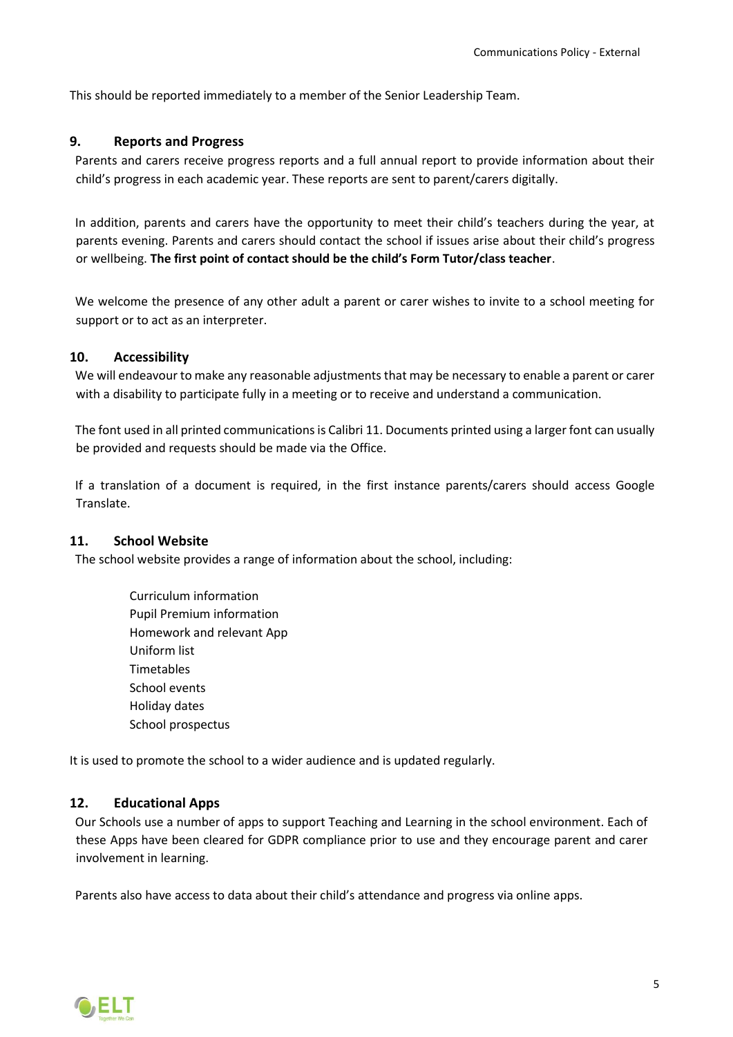This should be reported immediately to a member of the Senior Leadership Team.

## 9. Reports and Progress

Parents and carers receive progress reports and a full annual report to provide information about their child's progress in each academic year. These reports are sent to parent/carers digitally.

In addition, parents and carers have the opportunity to meet their child's teachers during the year, at parents evening. Parents and carers should contact the school if issues arise about their child's progress or wellbeing. **The first point of contact should be the child's Form Tutor/class teacher**.

We welcome the presence of any other adult a parent or carer wishes to invite to a school meeting for support or to act as an interpreter.

## 10. Accessibility

We will endeavour to make any reasonable adjustments that may be necessary to enable a parent or carer with a disability to participate fully in a meeting or to receive and understand a communication.

The font used in all printed communications is Calibri 11. Documents printed using a larger font can usually be provided and requests should be made via the Office.

If a translation of a document is required, in the first instance parents/carers should access Google Translate.

## 11. School Website

The school website provides a range of information about the school, including:

- Curriculum information
- Pupil Premium information
- Homework and relevant App
- Uniform list
- Timetables
- School events
- Holiday dates
- School prospectus

It is used to promote the school to a wider audience and is updated regularly.

## 12. Educational Apps

Our Schools use a number of apps to support Teaching and Learning in the school environment. Each of these Apps have been cleared for GDPR compliance prior to use and they encourage parent and carer involvement in learning.

Parents also have access to data about their child's attendance and progress via online apps.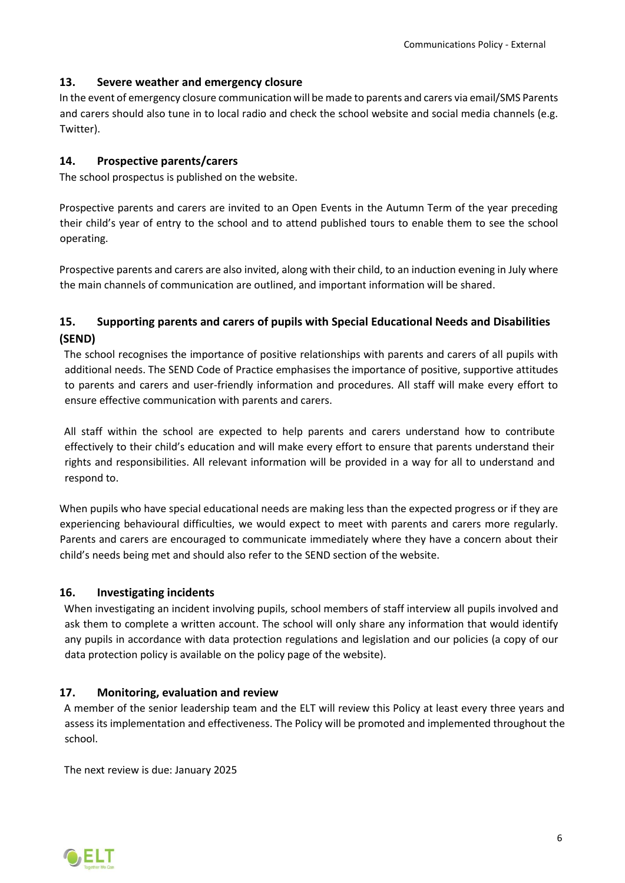## 13. Severe weather and emergency closure

In the event of emergency closure communication will be made to parents and carers via email/SMS Parents and carers should also tune in to local radio and check the school website and social media channels (e.g. Twitter).

## 14. Prospective parents/carers

The school prospectus is published on the website.

Prospective parents and carers are invited to an Open Events in the Autumn Term of the year preceding their child's year of entry to the school and to attend published tours to enable them to see the school operating.

Prospective parents and carers are also invited, along with their child, to an induction evening in July where the main channels of communication are outlined, and important information will be shared.

## 15. Supporting parents and carers of pupils with Special Educational Needs and Disabilities (SEND)

The school recognises the importance of positive relationships with parents and carers of all pupils with additional needs. The SEND Code of Practice emphasises the importance of positive, supportive attitudes to parents and carers and user-friendly information and procedures. All staff will make every effort to ensure effective communication with parents and carers.

All staff within the school are expected to help parents and carers understand how to contribute effectively to their child's education and will make every effort to ensure that parents understand their rights and responsibilities. All relevant information will be provided in a way for all to understand and respond to.

When pupils who have special educational needs are making less than the expected progress or if they are experiencing behavioural difficulties, we would expect to meet with parents and carers more regularly. Parents and carers are encouraged to communicate immediately where they have a concern about their child's needs being met and should also refer to the SEND section of the website.

## 16. Investigating incidents

When investigating an incident involving pupils, school members of staff interview all pupils involved and ask them to complete a written account. The school will only share any information that would identify any pupils in accordance with data protection regulations and legislation and our policies (a copy of our data protection policy is available on the policy page of the website).

## 17. Monitoring, evaluation and review

A member of the senior leadership team and the ELT will review this Policy at least every three years and assess its implementation and effectiveness. The Policy will be promoted and implemented throughout the school.

The next review is due: January 2025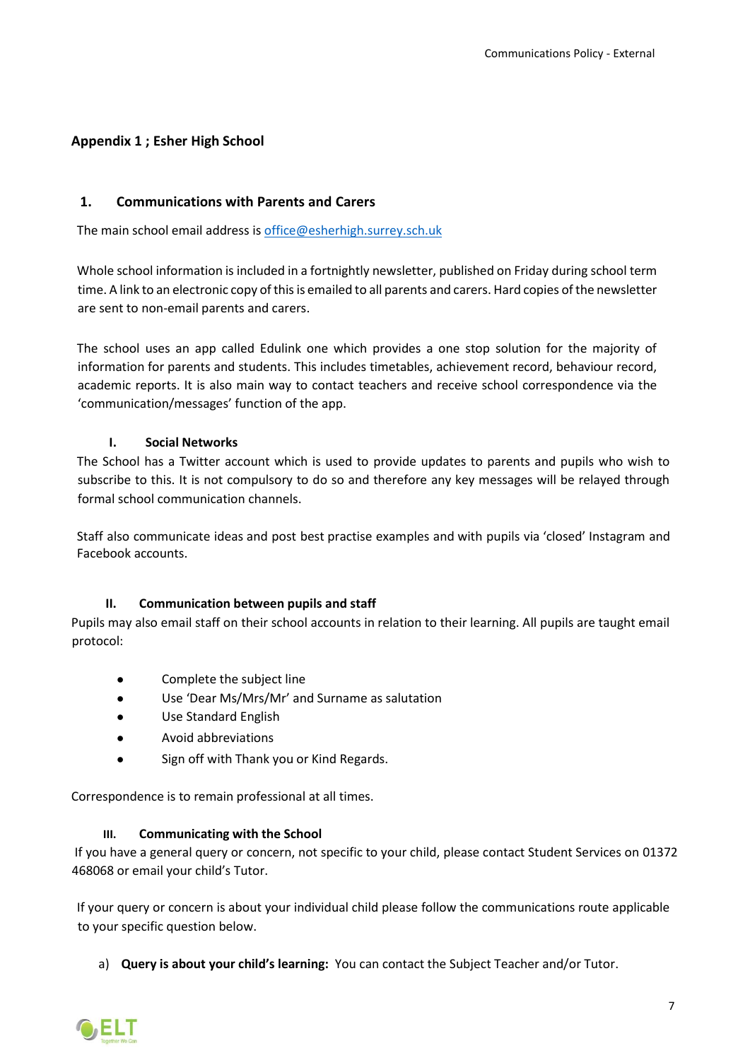**Appendix 1 ; Esher High School**

## 1. Communications with Parents and Carers

The main school email address is office@esherhigh.surrey.sch.uk

Whole school information is included in a fortnightly newsletter, published on Friday during school term time. A link to an electronic copy of this is emailed to all parents and carers. Hard copies of the newsletter are sent to non-email parents and carers.

The school uses an app called Edulink one which provides a one stop solution for the majority of information for parents and students. This includes timetables, achievement record, behaviour record, academic reports. It is also main way to contact teachers and receive school correspondence via the 'communication/messages' function of the app.

### I. Social Networks

The School has a Twitter account which is used to provide updates to parents and pupils who wish to subscribe to this. It is not compulsory to do so and therefore any key messages will be relayed through formal school communication channels.

Staff also communicate ideas and post best practise examples and with pupils via 'closed' Instagram and Facebook accounts.

### II. Communication between pupils and staff

Pupils may also email staff on their school accounts in relation to their learning. All pupils are taught email protocol:

- Complete the subject line
- Use 'Dear Ms/Mrs/Mr' and Surname as salutation
- Use Standard English
- Avoid abbreviations
- Sign off with Thank you or Kind Regards.

Correspondence is to remain professional at all times.

### III. Communicating with the School

If you have a general query or concern, not specific to your child, please contact Student Services on 01372 468068 or email your child's Tutor.

If your query or concern is about your individual child please follow the communications route applicable to your specific question below.

a) **Query is about your child's learning:** You can contact the Subject Teacher and/or Tutor.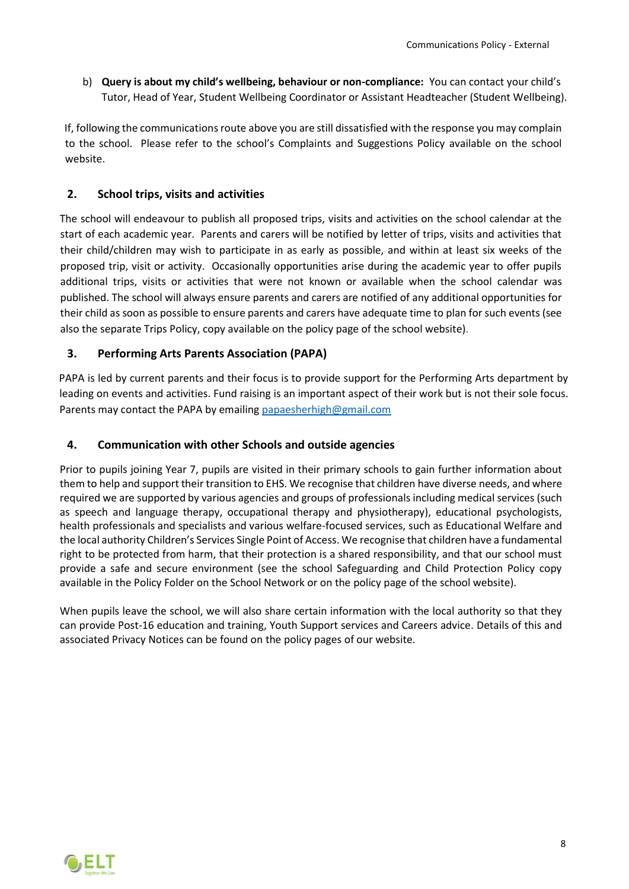b) **Query is about my child's wellbeing, behaviour or non-compliance:** You can contact your child's Tutor, Head of Year, Student Wellbeing Coordinator or Assistant Headteacher (Student Wellbeing).

If, following the communications route above you are still dissatisfied with the response you may complain to the school. Please refer to the school's Complaints and Suggestions Policy available on the school website.

## 2. School trips, visits and activities

The school will endeavour to publish all proposed trips, visits and activities on the school calendar at the start of each academic year. Parents and carers will be notified by letter of trips, visits and activities that their child/children may wish to participate in as early as possible, and within at least six weeks of the proposed trip, visit or activity. Occasionally opportunities arise during the academic year to offer pupils additional trips, visits or activities that were not known or available when the school calendar was published. The school will always ensure parents and carers are notified of any additional opportunities for their child as soon as possible to ensure parents and carers have adequate time to plan for such events (see also the separate Trips Policy, copy available on the policy page of the school website).

## 3. Performing Arts Parents Association (PAPA)

PAPA is led by current parents and their focus is to provide support for the Performing Arts department by leading on events and activities. Fund raising is an important aspect of their work but is not their sole focus. Parents may contact the PAPA by emailing papaesherhigh@gmail.com

## 4. Communication with other Schools and outside agencies

Prior to pupils joining Year 7, pupils are visited in their primary schools to gain further information about them to help and support their transition to EHS. We recognise that children have diverse needs, and where required we are supported by various agencies and groups of professionals including medical services (such as speech and language therapy, occupational therapy and physiotherapy), educational psychologists, health professionals and specialists and various welfare-focused services, such as Educational Welfare and the local authority Children's Services Single Point of Access. We recognise that children have a fundamental right to be protected from harm, that their protection is a shared responsibility, and that our school must provide a safe and secure environment (see the school Safeguarding and Child Protection Policy copy available in the Policy Folder on the School Network or on the policy page of the school website).

When pupils leave the school, we will also share certain information with the local authority so that they can provide Post-16 education and training, Youth Support services and Careers advice. Details of this and associated Privacy Notices can be found on the policy pages of our website.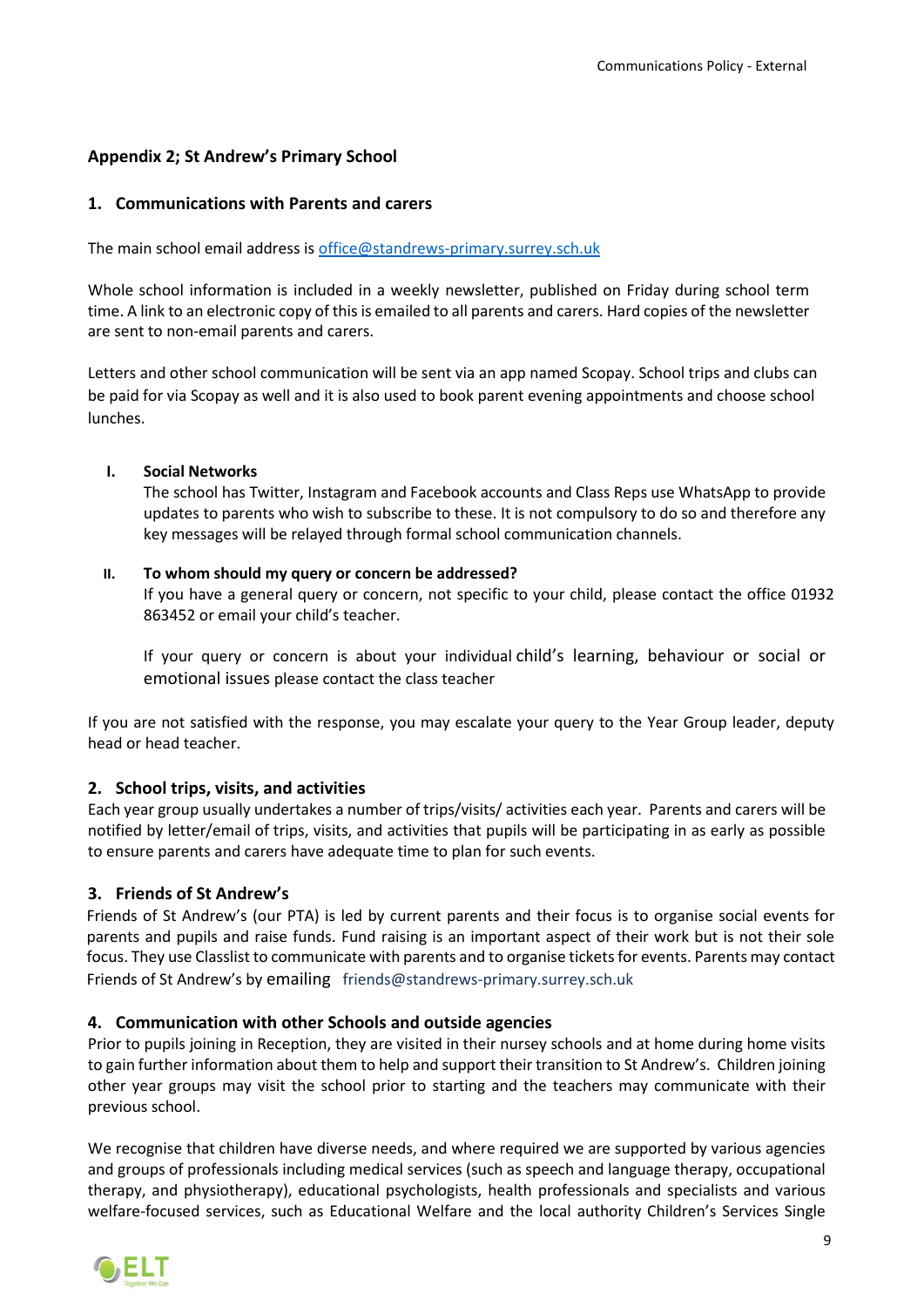## Appendix 2; St Andrew's Primary School

### 1. Communications with Parents and carers

The main school email address is [office@standrews-primary.surrey.sch.uk](mailto:office@standrews-primary.surrey.sch.uk)

Whole school information is included in a weekly newsletter, published on Friday during school term time. A link to an electronic copy of this is emailed to all parents and carers. Hard copies of the newsletter are sent to non-email parents and carers.

Letters and other school communication will be sent via an app named Scopay. School trips and clubs can be paid for via Scopay as well and it is also used to book parent evening appointments and choose school lunches.

**I. Social Networks**

The school has Twitter, Instagram and Facebook accounts and Class Reps use WhatsApp to provide updates to parents who wish to subscribe to these. It is not compulsory to do so and therefore any key messages will be relayed through formal school communication channels.

**II. To whom should my query or concern be addressed?**

If you have a general query or concern, not specific to your child, please contact the office 01932 863452 or email your child's teacher.

If your query or concern is about your individual child's learning, behaviour or social or emotional issues please contact the class teacher

If you are not satisfied with the response, you may escalate your query to the Year Group leader, deputy head or head teacher.

### 2. School trips, visits, and activities

Each year group usually undertakes a number of trips/visits/ activities each year. Parents and carers will be notified by letter/email of trips, visits, and activities that pupils will be participating in as early as possible to ensure parents and carers have adequate time to plan for such events.

### 3. Friends of St Andrew's

Friends of St Andrew's (our PTA) is led by current parents and their focus is to organise social events for parents and pupils and raise funds. Fund raising is an important aspect of their work but is not their sole focus. They use Classlist to communicate with parents and to organise tickets for events. Parents may contact Friends of St Andrew's by emailing friends@standrews-primary.surrey.sch.uk

### 4. Communication with other Schools and outside agencies

Prior to pupils joining in Reception, they are visited in their nursey schools and at home during home visits to gain further information about them to help and support their transition to St Andrew's. Children joining other year groups may visit the school prior to starting and the teachers may communicate with their previous school.

We recognise that children have diverse needs, and where required we are supported by various agencies and groups of professionals including medical services (such as speech and language therapy, occupational therapy, and physiotherapy), educational psychologists, health professionals and specialists and various welfare-focused services, such as Educational Welfare and the local authority Children's Services Single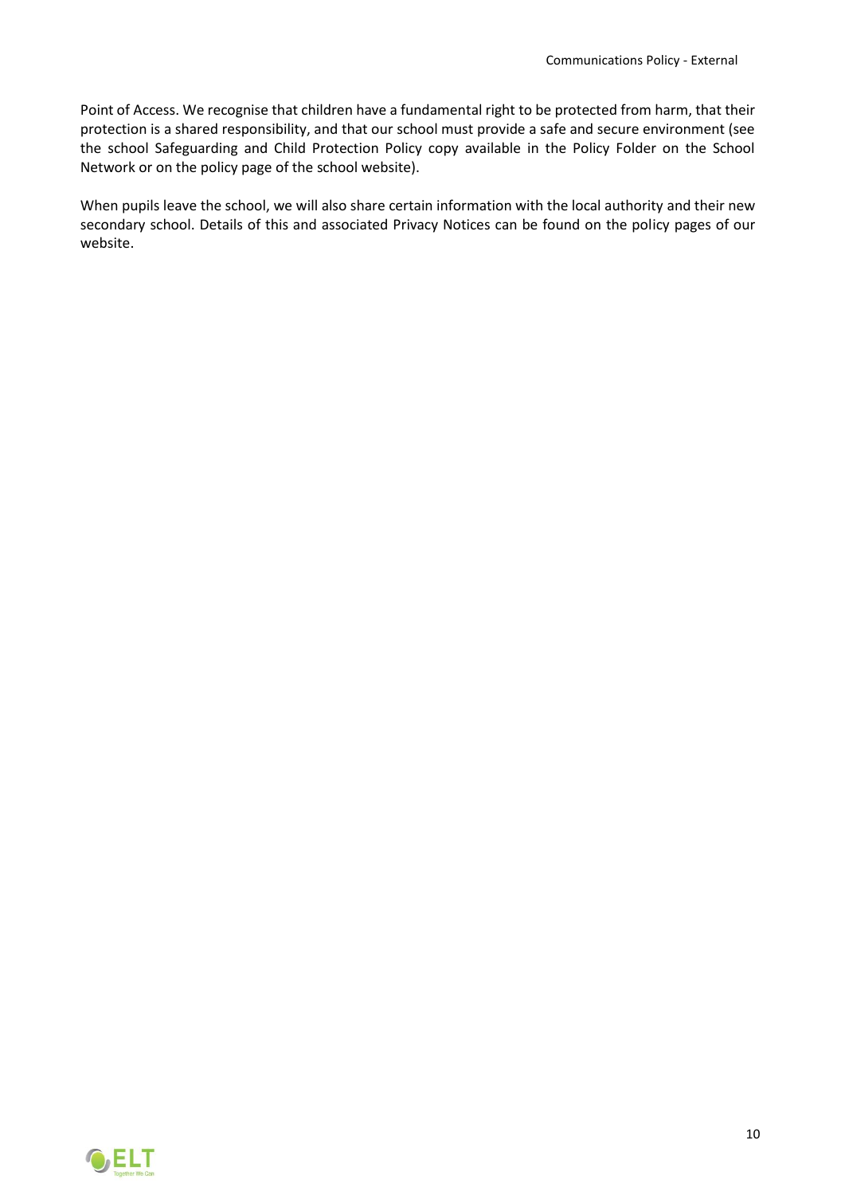Point of Access. We recognise that children have a fundamental right to be protected from harm, that their protection is a shared responsibility, and that our school must provide a safe and secure environment (see the school Safeguarding and Child Protection Policy copy available in the Policy Folder on the School Network or on the policy page of the school website).

When pupils leave the school, we will also share certain information with the local authority and their new secondary school. Details of this and associated Privacy Notices can be found on the policy pages of our website.